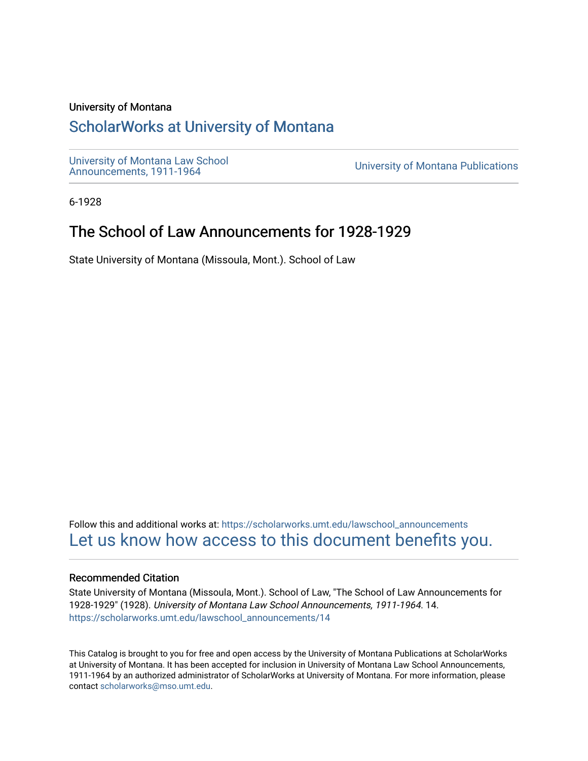University of Montana

# ScholarWorks at University of Montana

University of Montana Law School Announcements, 1911-1964

University of Montana Publications

6-1928

## The School of Law Announcements for 1928-1929

State University of Montana (Missoula, Mont.). School of Law

Follow this and additional works at: https://scholarworks.umt.edu/lawschool_announcements

Let us know how access to this document benefits you.

### Recommended Citation

State University of Montana (Missoula, Mont.). School of Law, "The School of Law Announcements for 1928-1929" (1928). *University of Montana Law School Announcements, 1911-1964*. 14.
https://scholarworks.umt.edu/lawschool_announcements/14

This Catalog is brought to you for free and open access by the University of Montana Publications at ScholarWorks at University of Montana. It has been accepted for inclusion in University of Montana Law School Announcements, 1911-1964 by an authorized administrator of ScholarWorks at University of Montana. For more information, please contact scholarworks@mso.umt.edu.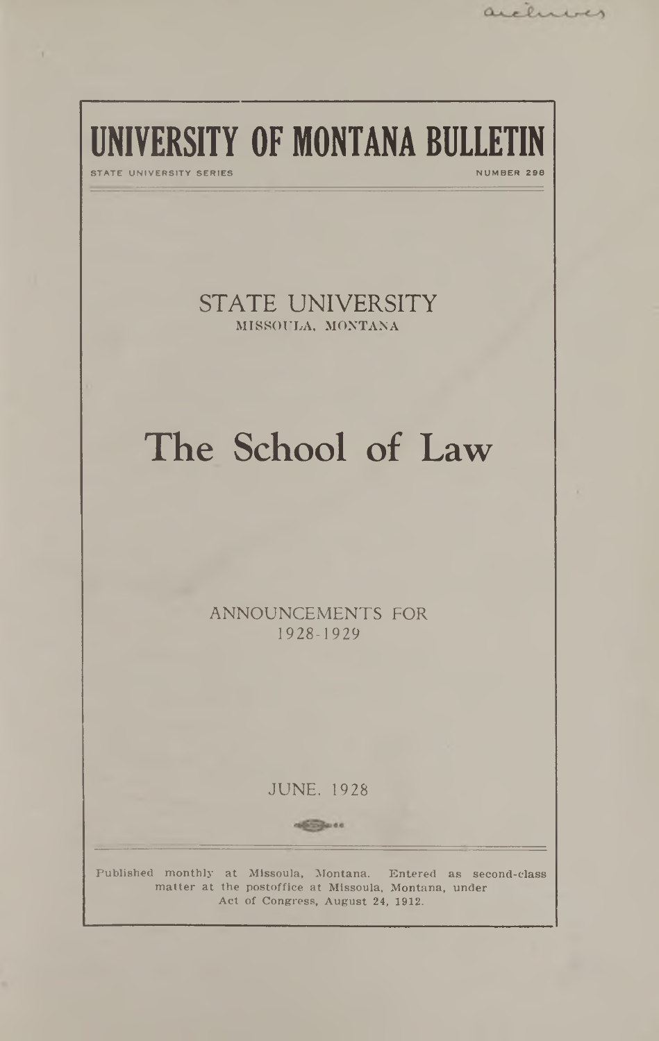archives

# UNIVERSITY OF MONTANA BULLETIN

STATE UNIVERSITY SERIES — NUMBER 298

STATE UNIVERSITY
MISSOULA, MONTANA

# The School of Law

ANNOUNCEMENTS FOR
1928-1929

JUNE, 1928

Published monthly at Missoula, Montana. Entered as second-class matter at the postoffice at Missoula, Montana, under Act of Congress, August 24, 1912.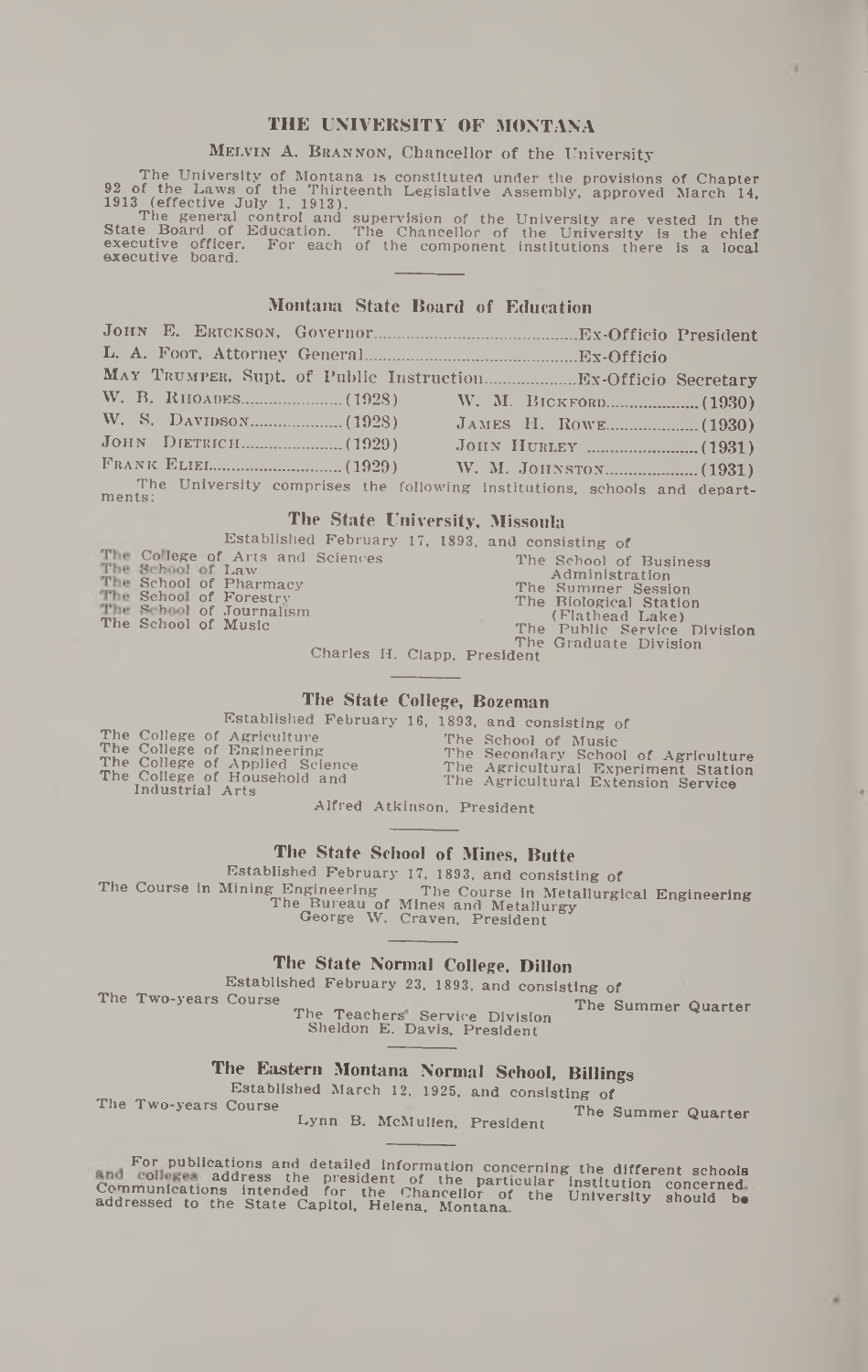# THE UNIVERSITY OF MONTANA

MELVIN A. BRANNON, Chancellor of the University

The University of Montana is constituted under the provisions of Chapter 92 of the Laws of the Thirteenth Legislative Assembly, approved March 14, 1913 (effective July 1, 1913).

The general control and supervision of the University are vested in the State Board of Education. The Chancellor of the University is the chief executive officer. For each of the component institutions there is a local executive board.

## Montana State Board of Education

JOHN E. ERICKSON, Governor.............................................Ex-Officio President
L. A. FOOT, Attorney General.............................................Ex-Officio
MAY TRUMPER, Supt. of Public Instruction....................Ex-Officio Secretary

| | |
|---|---|
| W. B. RHOADES.....................(1928) | W. M. BICKFORD....................(1930) |
| W. S. DAVIDSON....................(1928) | JAMES H. ROWE....................(1930) |
| JOHN DIETRICH.....................(1929) | JOHN HURLEY ........................(1931) |
| FRANK ELIEL..........................(1929) | W. M. JOHNSTON....................(1931) |

The University comprises the following institutions, schools and departments:

### The State University, Missoula

Established February 17, 1893, and consisting of

The College of Arts and Sciences
The School of Law
The School of Pharmacy
The School of Forestry
The School of Journalism
The School of Music
The School of Business Administration
The Summer Session
The Biological Station (Flathead Lake)
The Public Service Division
The Graduate Division

Charles H. Clapp, President

### The State College, Bozeman

Established February 16, 1893, and consisting of

The College of Agriculture
The College of Engineering
The College of Applied Science
The College of Household and Industrial Arts
The School of Music
The Secondary School of Agriculture
The Agricultural Experiment Station
The Agricultural Extension Service

Alfred Atkinson, President

### The State School of Mines, Butte

Established February 17, 1893, and consisting of

The Course in Mining Engineering
The Course in Metallurgical Engineering
The Bureau of Mines and Metallurgy

George W. Craven, President

### The State Normal College, Dillon

Established February 23, 1893, and consisting of

The Two-years Course
The Summer Quarter
The Teachers' Service Division

Sheldon E. Davis, President

### The Eastern Montana Normal School, Billings

Established March 12, 1925, and consisting of

The Two-years Course
The Summer Quarter

Lynn B. McMullen, President

For publications and detailed information concerning the different schools and colleges address the president of the particular institution concerned. Communications intended for the Chancellor of the University should be addressed to the State Capitol, Helena, Montana.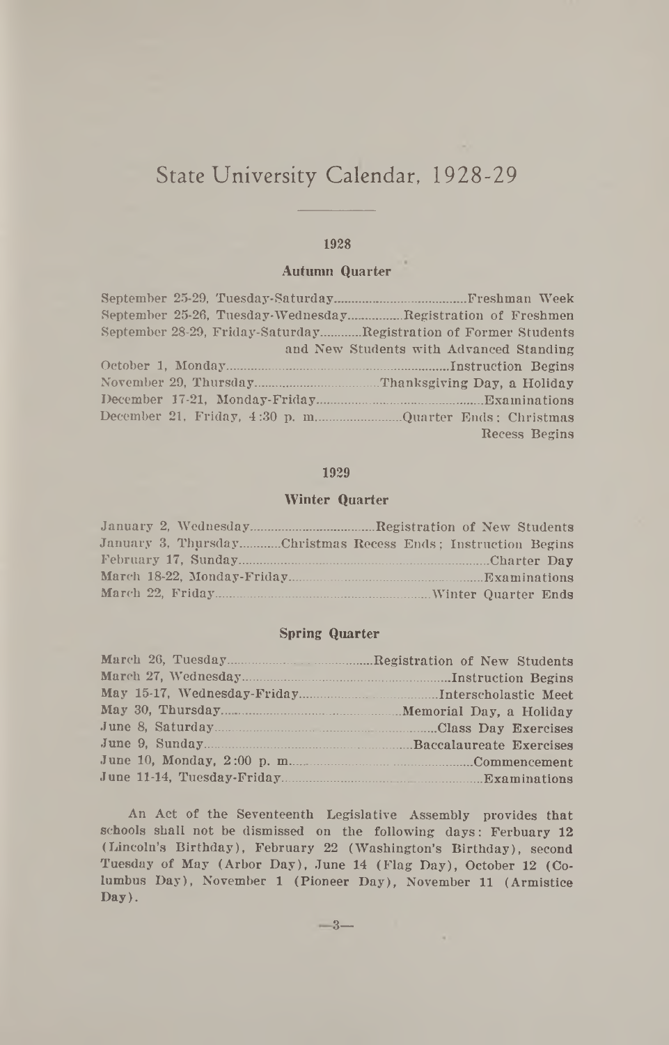# State University Calendar, 1928-29

## 1928

### Autumn Quarter

| | |
|---|---|
| September 25-29, Tuesday-Saturday | Freshman Week |
| September 25-26, Tuesday-Wednesday | Registration of Freshmen |
| September 28-29, Friday-Saturday | Registration of Former Students and New Students with Advanced Standing |
| October 1, Monday | Instruction Begins |
| November 29, Thursday | Thanksgiving Day, a Holiday |
| December 17-21, Monday-Friday | Examinations |
| December 21, Friday, 4:30 p. m. | Quarter Ends; Christmas Recess Begins |

## 1929

### Winter Quarter

| | |
|---|---|
| January 2, Wednesday | Registration of New Students |
| January 3, Thursday | Christmas Recess Ends; Instruction Begins |
| February 17, Sunday | Charter Day |
| March 18-22, Monday-Friday | Examinations |
| March 22, Friday | Winter Quarter Ends |

### Spring Quarter

| | |
|---|---|
| March 26, Tuesday | Registration of New Students |
| March 27, Wednesday | Instruction Begins |
| May 15-17, Wednesday-Friday | Interscholastic Meet |
| May 30, Thursday | Memorial Day, a Holiday |
| June 8, Saturday | Class Day Exercises |
| June 9, Sunday | Baccalaureate Exercises |
| June 10, Monday, 2:00 p. m. | Commencement |
| June 11-14, Tuesday-Friday | Examinations |

An Act of the Seventeenth Legislative Assembly provides that schools shall not be dismissed on the following days: Ferbuary 12 (Lincoln's Birthday), February 22 (Washington's Birthday), second Tuesday of May (Arbor Day), June 14 (Flag Day), October 12 (Columbus Day), November 1 (Pioneer Day), November 11 (Armistice Day).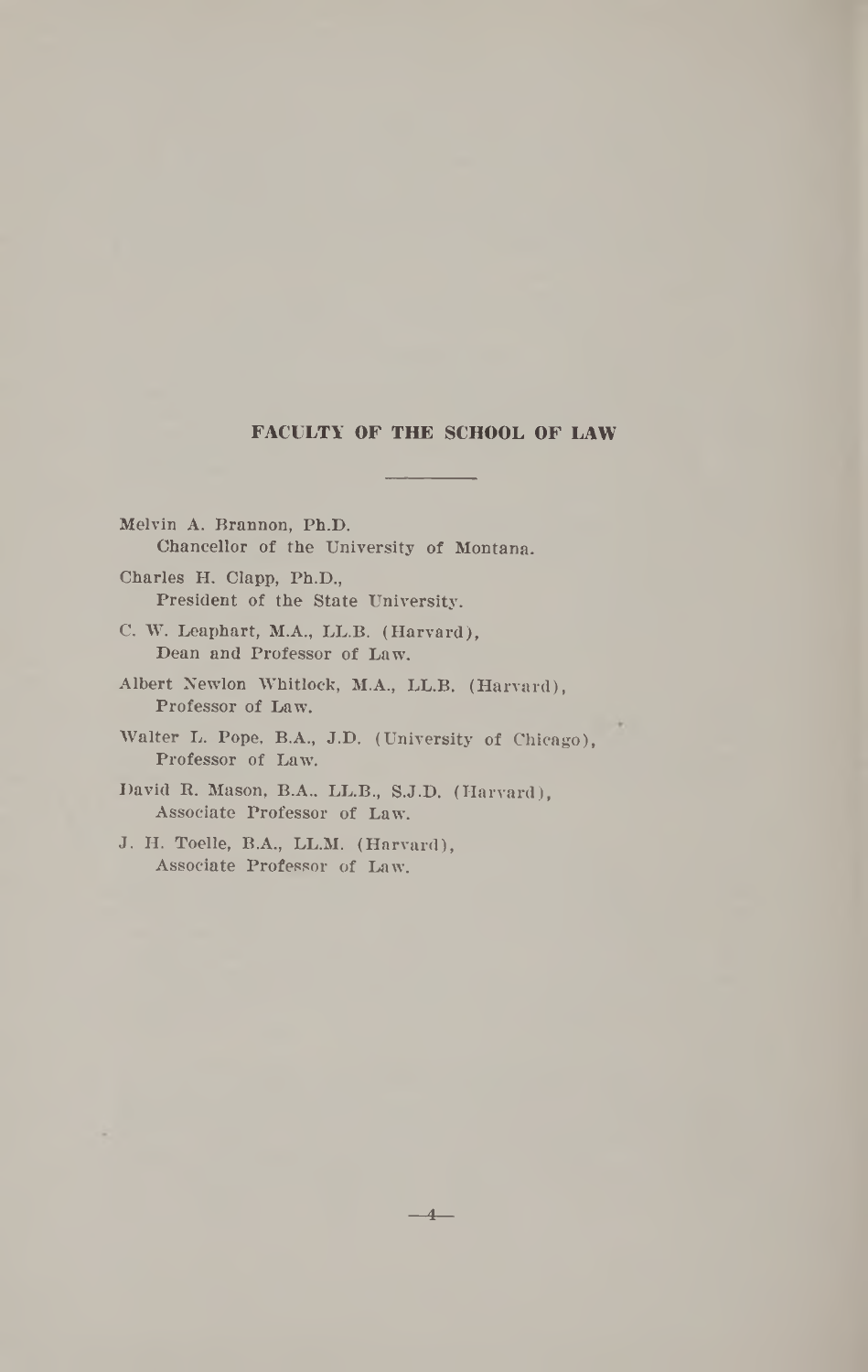## FACULTY OF THE SCHOOL OF LAW

---

Melvin A. Brannon, Ph.D.
Chancellor of the University of Montana.

Charles H. Clapp, Ph.D.,
President of the State University.

C. W. Leaphart, M.A., LL.B. (Harvard),
Dean and Professor of Law.

Albert Newlon Whitlock, M.A., LL.B. (Harvard),
Professor of Law.

Walter L. Pope, B.A., J.D. (University of Chicago),
Professor of Law.

David R. Mason, B.A., LL.B., S.J.D. (Harvard),
Associate Professor of Law.

J. H. Toelle, B.A., LL.M. (Harvard),
Associate Professor of Law.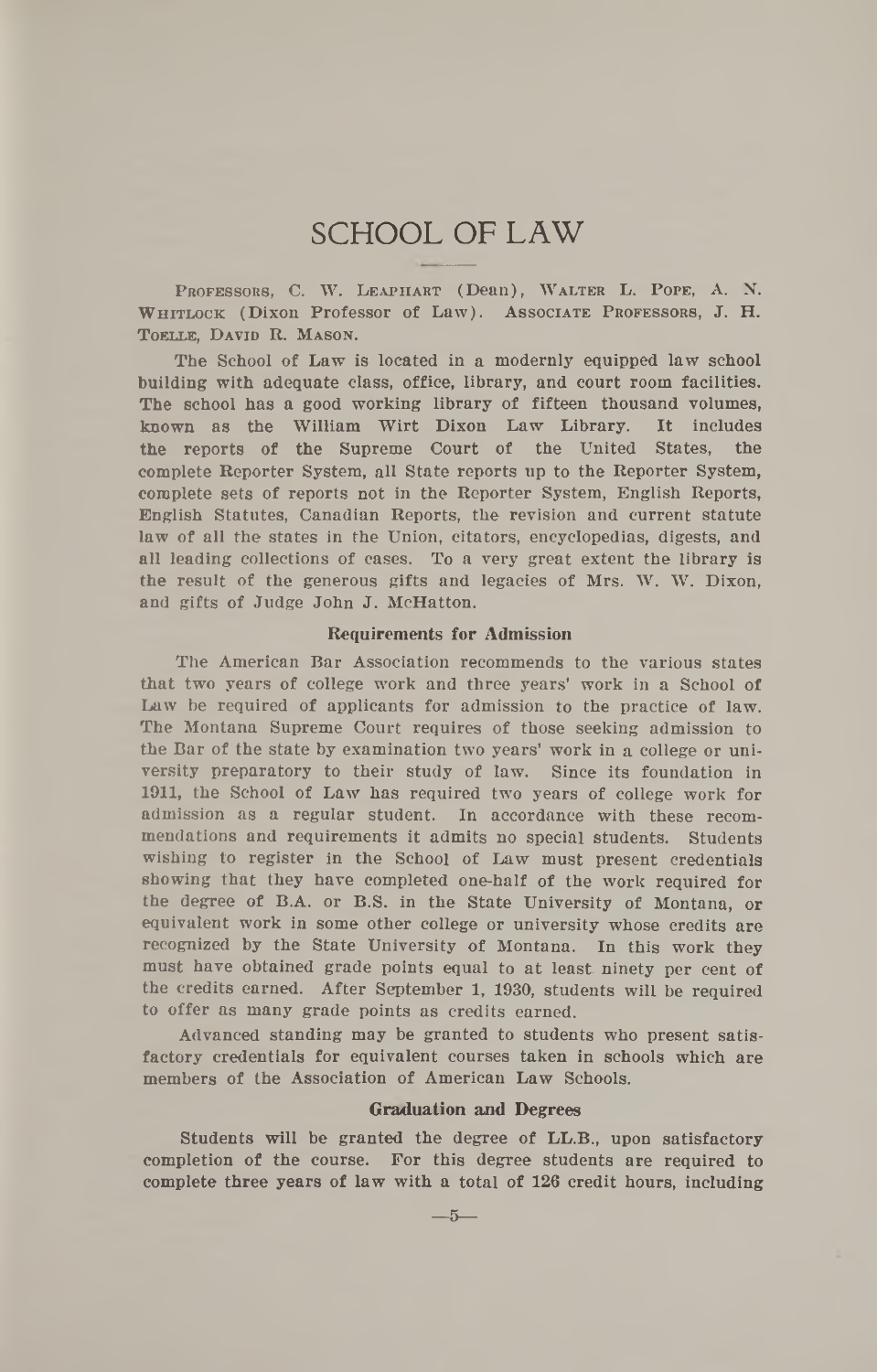# SCHOOL OF LAW

Professors, C. W. Leaphart (Dean), Walter L. Pope, A. N. Whitlock (Dixon Professor of Law). Associate Professors, J. H. Toelle, David R. Mason.

The School of Law is located in a modernly equipped law school building with adequate class, office, library, and court room facilities. The school has a good working library of fifteen thousand volumes, known as the William Wirt Dixon Law Library. It includes the reports of the Supreme Court of the United States, the complete Reporter System, all State reports up to the Reporter System, complete sets of reports not in the Reporter System, English Reports, English Statutes, Canadian Reports, the revision and current statute law of all the states in the Union, citators, encyclopedias, digests, and all leading collections of cases. To a very great extent the library is the result of the generous gifts and legacies of Mrs. W. W. Dixon, and gifts of Judge John J. McHatton.

### Requirements for Admission

The American Bar Association recommends to the various states that two years of college work and three years' work in a School of Law be required of applicants for admission to the practice of law. The Montana Supreme Court requires of those seeking admission to the Bar of the state by examination two years' work in a college or university preparatory to their study of law. Since its foundation in 1911, the School of Law has required two years of college work for admission as a regular student. In accordance with these recommendations and requirements it admits no special students. Students wishing to register in the School of Law must present credentials showing that they have completed one-half of the work required for the degree of B.A. or B.S. in the State University of Montana, or equivalent work in some other college or university whose credits are recognized by the State University of Montana. In this work they must have obtained grade points equal to at least ninety per cent of the credits earned. After September 1, 1930, students will be required to offer as many grade points as credits earned.

Advanced standing may be granted to students who present satisfactory credentials for equivalent courses taken in schools which are members of the Association of American Law Schools.

### Graduation and Degrees

Students will be granted the degree of LL.B., upon satisfactory completion of the course. For this degree students are required to complete three years of law with a total of 126 credit hours, including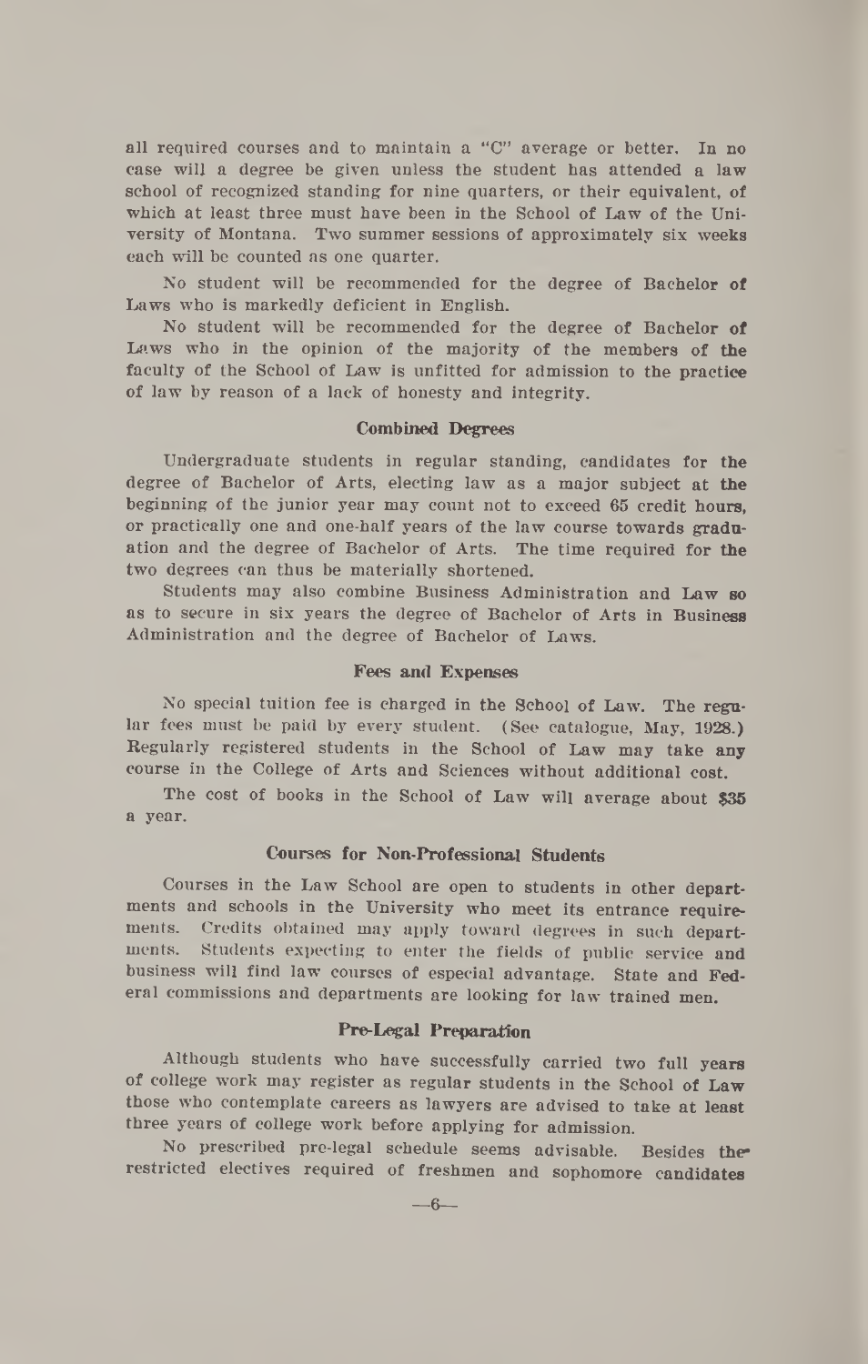all required courses and to maintain a "C" average or better. In no case will a degree be given unless the student has attended a law school of recognized standing for nine quarters, or their equivalent, of which at least three must have been in the School of Law of the University of Montana. Two summer sessions of approximately six weeks each will be counted as one quarter.

No student will be recommended for the degree of Bachelor of Laws who is markedly deficient in English.

No student will be recommended for the degree of Bachelor of Laws who in the opinion of the majority of the members of the faculty of the School of Law is unfitted for admission to the practice of law by reason of a lack of honesty and integrity.

### Combined Degrees

Undergraduate students in regular standing, candidates for the degree of Bachelor of Arts, electing law as a major subject at the beginning of the junior year may count not to exceed 65 credit hours, or practically one and one-half years of the law course towards graduation and the degree of Bachelor of Arts. The time required for the two degrees can thus be materially shortened.

Students may also combine Business Administration and Law so as to secure in six years the degree of Bachelor of Arts in Business Administration and the degree of Bachelor of Laws.

### Fees and Expenses

No special tuition fee is charged in the School of Law. The regular fees must be paid by every student. (See catalogue, May, 1928.) Regularly registered students in the School of Law may take any course in the College of Arts and Sciences without additional cost.

The cost of books in the School of Law will average about $35 a year.

### Courses for Non-Professional Students

Courses in the Law School are open to students in other departments and schools in the University who meet its entrance requirements. Credits obtained may apply toward degrees in such departments. Students expecting to enter the fields of public service and business will find law courses of especial advantage. State and Federal commissions and departments are looking for law trained men.

### Pre-Legal Preparation

Although students who have successfully carried two full years of college work may register as regular students in the School of Law those who contemplate careers as lawyers are advised to take at least three years of college work before applying for admission.

No prescribed pre-legal schedule seems advisable. Besides the restricted electives required of freshmen and sophomore candidates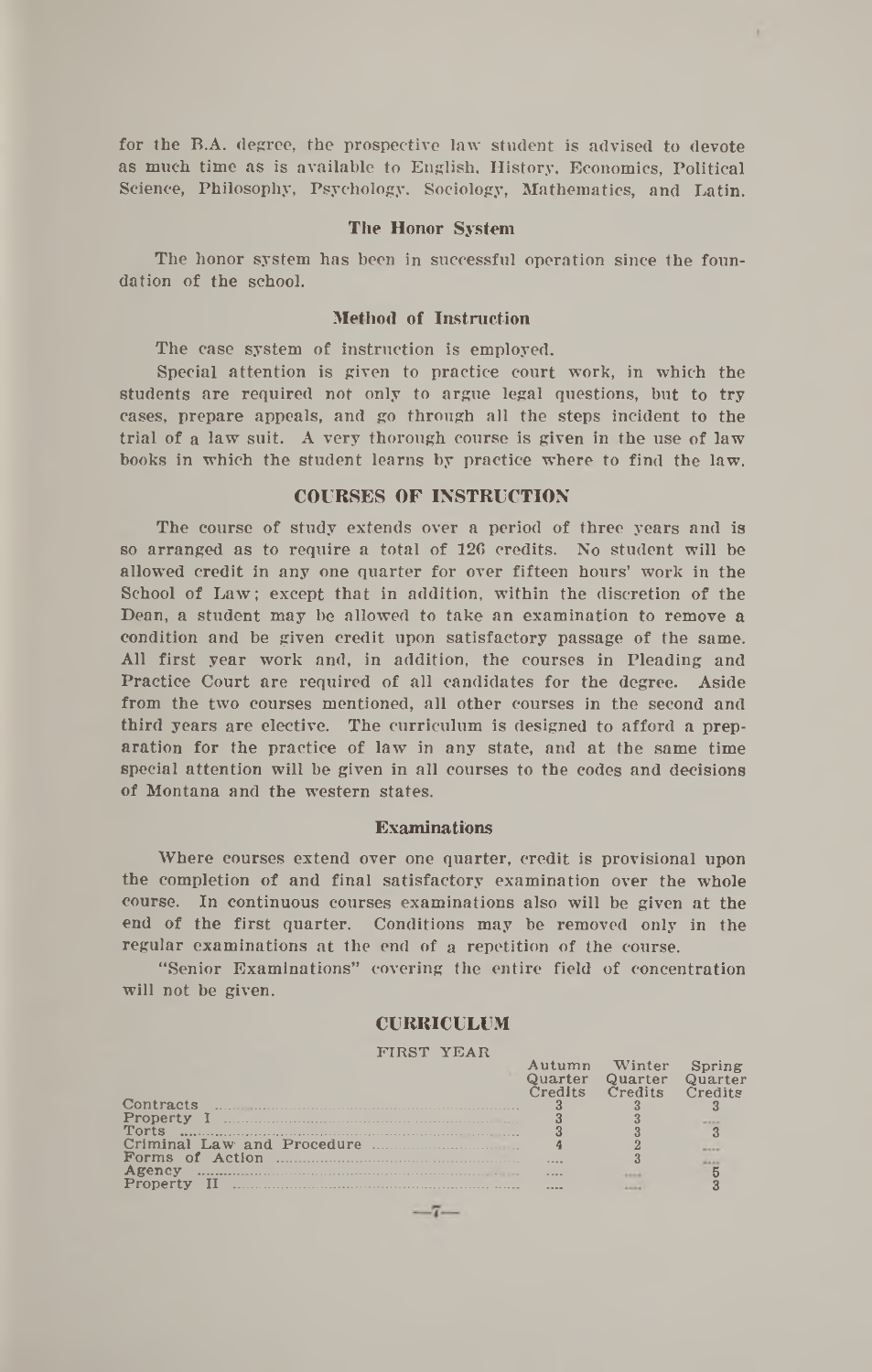for the B.A. degree, the prospective law student is advised to devote as much time as is available to English, History, Economics, Political Science, Philosophy, Psychology, Sociology, Mathematics, and Latin.

### The Honor System

The honor system has been in successful operation since the foundation of the school.

### Method of Instruction

The case system of instruction is employed.

Special attention is given to practice court work, in which the students are required not only to argue legal questions, but to try cases, prepare appeals, and go through all the steps incident to the trial of a law suit. A very thorough course is given in the use of law books in which the student learns by practice where to find the law.

## COURSES OF INSTRUCTION

The course of study extends over a period of three years and is so arranged as to require a total of 126 credits. No student will be allowed credit in any one quarter for over fifteen hours' work in the School of Law; except that in addition, within the discretion of the Dean, a student may be allowed to take an examination to remove a condition and be given credit upon satisfactory passage of the same. All first year work and, in addition, the courses in Pleading and Practice Court are required of all candidates for the degree. Aside from the two courses mentioned, all other courses in the second and third years are elective. The curriculum is designed to afford a preparation for the practice of law in any state, and at the same time special attention will be given in all courses to the codes and decisions of Montana and the western states.

### Examinations

Where courses extend over one quarter, credit is provisional upon the completion of and final satisfactory examination over the whole course. In continuous courses examinations also will be given at the end of the first quarter. Conditions may be removed only in the regular examinations at the end of a repetition of the course.

"Senior Examinations" covering the entire field of concentration will not be given.

## CURRICULUM

FIRST YEAR

| | Autumn Quarter Credits | Winter Quarter Credits | Spring Quarter Credits |
|---|---|---|---|
| Contracts | 3 | 3 | 3 |
| Property I | 3 | 3 | .... |
| Torts | 3 | 3 | 3 |
| Criminal Law and Procedure | 4 | 2 | .... |
| Forms of Action | .... | 3 | .... |
| Agency | .... | .... | 5 |
| Property II | .... | .... | 3 |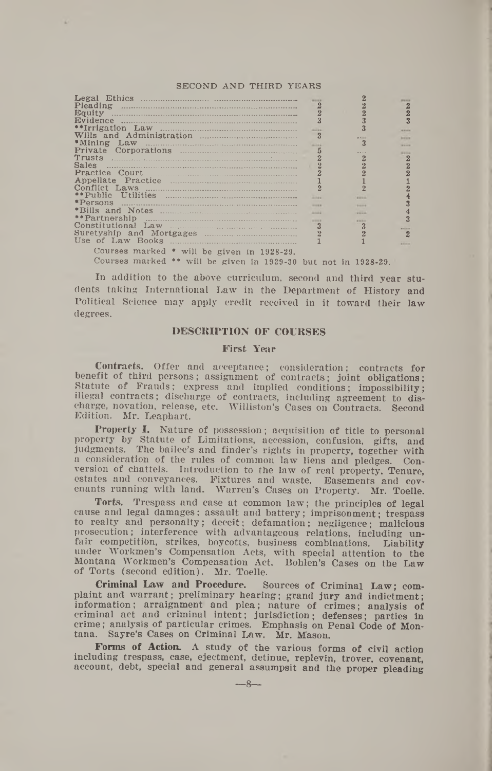SECOND AND THIRD YEARS

| Course | | | |
|---|---|---|---|
| Legal Ethics | ---- | 2 | ---- |
| Pleading | 2 | 2 | 2 |
| Equity | 2 | 2 | 2 |
| Evidence | 3 | 3 | 3 |
| **Irrigation Law | ---- | 3 | ---- |
| Wills and Administration | 3 | ---- | ---- |
| *Mining Law | ---- | 3 | ---- |
| Private Corporations | 5 | ---- | ---- |
| Trusts | 2 | 2 | 2 |
| Sales | 2 | 2 | 2 |
| Practice Court | 2 | 2 | 2 |
| Appellate Practice | 1 | 1 | 1 |
| Conflict Laws | 2 | 2 | 2 |
| **Public Utilities | ---- | ---- | 4 |
| *Persons | ---- | ---- | 3 |
| *Bills and Notes | ---- | ---- | 4 |
| **Partnership | ---- | ---- | 3 |
| Constitutional Law | 3 | 3 | ---- |
| Suretyship and Mortgages | 2 | 2 | 2 |
| Use of Law Books | 1 | 1 | ---- |

Courses marked * will be given in 1928-29.

Courses marked ** will be given in 1929-30 but not in 1928-29.

In addition to the above curriculum, second and third year students taking International Law in the Department of History and Political Science may apply credit received in it toward their law degrees.

## DESCRIPTION OF COURSES

### First Year

**Contracts.** Offer and acceptance; consideration; contracts for benefit of third persons; assignment of contracts; joint obligations; Statute of Frauds; express and implied conditions; impossibility; illegal contracts; discharge of contracts, including agreement to discharge, novation, release, etc. Williston's Cases on Contracts. Second Edition. Mr. Leaphart.

**Property I.** Nature of possession; acquisition of title to personal property by Statute of Limitations, accession, confusion, gifts, and judgments. The bailee's and finder's rights in property, together with a consideration of the rules of common law liens and pledges. Conversion of chattels. Introduction to the law of real property. Tenure, estates and conveyances. Fixtures and waste. Easements and covenants running with land. Warren's Cases on Property. Mr. Toelle.

**Torts.** Trespass and case at common law; the principles of legal cause and legal damages; assault and battery; imprisonment; trespass to realty and personalty; deceit; defamation; negligence; malicious prosecution; interference with advantageous relations, including unfair competition, strikes, boycotts, business combinations. Liability under Workmen's Compensation Acts, with special attention to the Montana Workmen's Compensation Act. Bohlen's Cases on the Law of Torts (second edition). Mr. Toelle.

**Criminal Law and Procedure.** Sources of Criminal Law; complaint and warrant; preliminary hearing; grand jury and indictment; information; arraignment and plea; nature of crimes; analysis of criminal act and criminal intent; jurisdiction; defenses; parties in crime; analysis of particular crimes. Emphasis on Penal Code of Montana. Sayre's Cases on Criminal Law. Mr. Mason.

**Forms of Action.** A study of the various forms of civil action including trespass, case, ejectment, detinue, replevin, trover, covenant, account, debt, special and general assumpsit and the proper pleading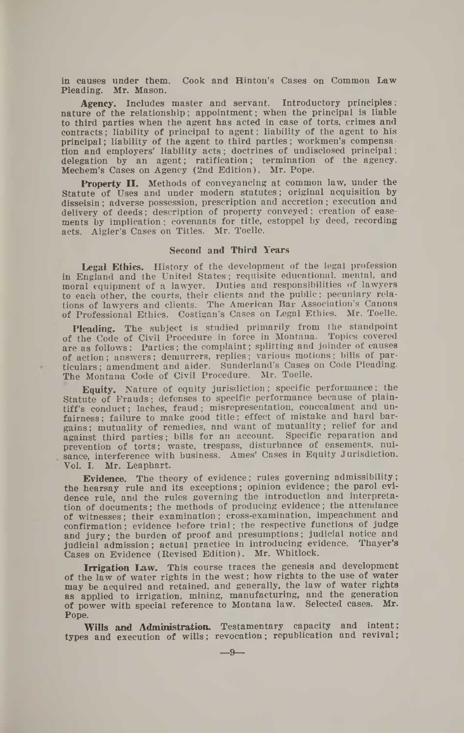in causes under them. Cook and Hinton's Cases on Common Law Pleading. Mr. Mason.

**Agency.** Includes master and servant. Introductory principles; nature of the relationship; appointment; when the principal is liable to third parties when the agent has acted in case of torts, crimes and contracts; liability of principal to agent; liability of the agent to his principal; liability of the agent to third parties; workmen's compensation and employers' liability acts; doctrines of undisclosed principal; delegation by an agent; ratification; termination of the agency. Mechem's Cases on Agency (2nd Edition). Mr. Pope.

**Property II.** Methods of conveyancing at common law, under the Statute of Uses and under modern statutes; original acquisition by disseisin; adverse possession, prescription and accretion; execution and delivery of deeds; description of property conveyed; creation of easements by implication; covenants for title, estoppel by deed, recording acts. Aigler's Cases on Titles. Mr. Toelle.

## Second and Third Years

**Legal Ethics.** History of the development of the legal profession in England and the United States; requisite educational, mental, and moral equipment of a lawyer. Duties and responsibilities of lawyers to each other, the courts, their clients and the public; pecuniary relations of lawyers and clients. The American Bar Association's Canons of Professional Ethics. Costigan's Cases on Legal Ethics. Mr. Toelle.

**Pleading.** The subject is studied primarily from the standpoint of the Code of Civil Procedure in force in Montana. Topics covered are as follows: Parties; the complaint; splitting and joinder of causes of action; answers; demurrers, replies; various motions; bills of particulars; amendment and aider. Sunderland's Cases on Code Pleading. The Montana Code of Civil Procedure. Mr. Toelle.

**Equity.** Nature of equity jurisdiction; specific performance; the Statute of Frauds; defenses to specific performance because of plaintiff's conduct; laches, fraud; misrepresentation, concealment and unfairness; failure to make good title; effect of mistake and hard bargains; mutuality of remedies, and want of mutuality; relief for and against third parties; bills for an account. Specific reparation and prevention of torts; waste, trespass, disturbance of easements, nuisance, interference with business. Ames' Cases in Equity Jurisdiction. Vol. I. Mr. Leaphart.

**Evidence.** The theory of evidence; rules governing admissibility; the hearsay rule and its exceptions; opinion evidence; the parol evidence rule, and the rules governing the introduction and interpretation of documents; the methods of producing evidence; the attendance of witnesses; their examination; cross-examination, impeachment and confirmation; evidence before trial; the respective functions of judge and jury; the burden of proof and presumptions; judicial notice and judicial admission; actual practice in introducing evidence. Thayer's Cases on Evidence (Revised Edition). Mr. Whitlock.

**Irrigation Law.** This course traces the genesis and development of the law of water rights in the west; how rights to the use of water may be acquired and retained, and generally, the law of water rights as applied to irrigation, mining, manufacturing, and the generation of power with special reference to Montana law. Selected cases. Mr. Pope.

**Wills and Administration.** Testamentary capacity and intent; types and execution of wills; revocation; republication and revival;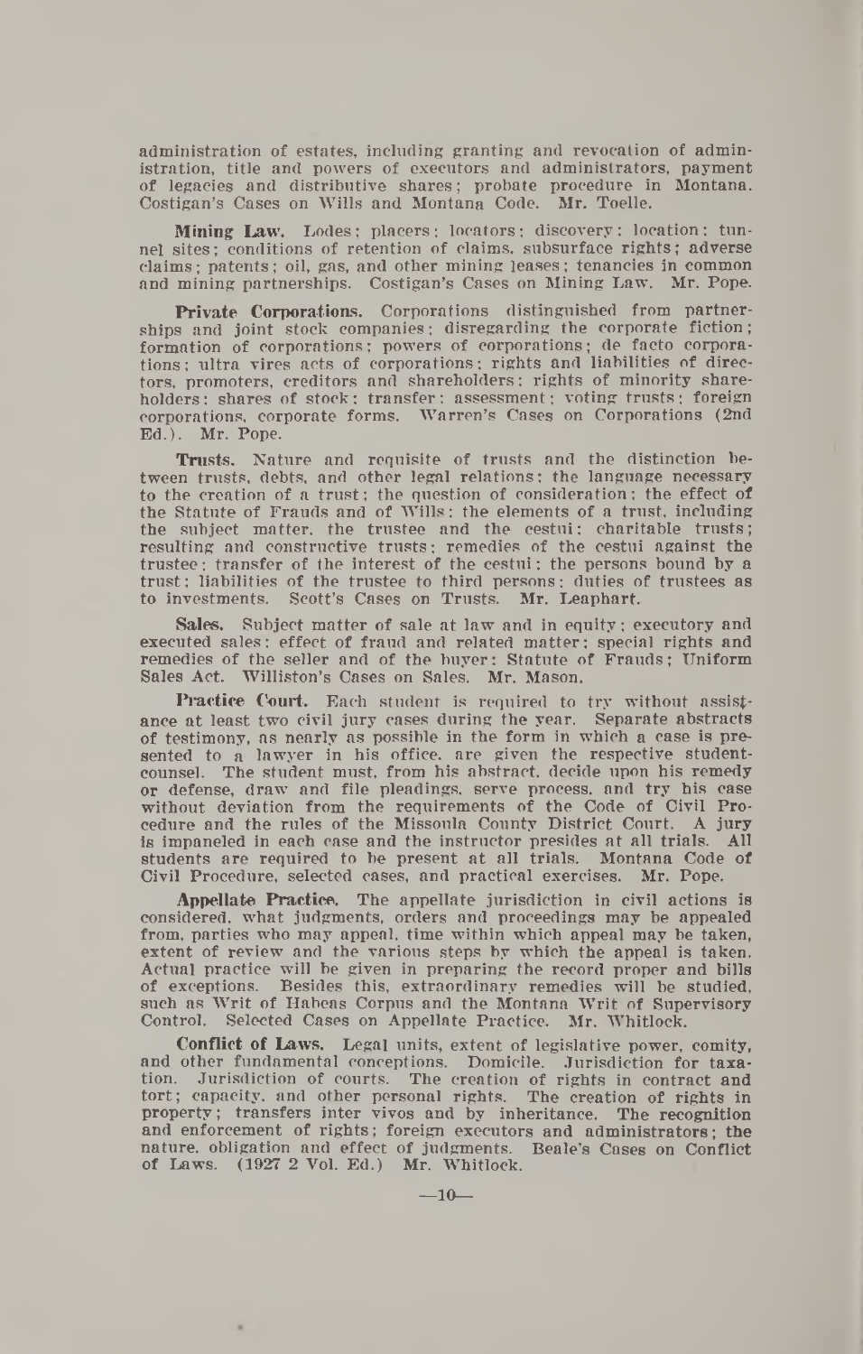administration of estates, including granting and revocation of administration, title and powers of executors and administrators, payment of legacies and distributive shares; probate procedure in Montana. Costigan's Cases on Wills and Montana Code. Mr. Toelle.

**Mining Law.** Lodes; placers; locators; discovery; location; tunnel sites; conditions of retention of claims, subsurface rights; adverse claims; patents; oil, gas, and other mining leases; tenancies in common and mining partnerships. Costigan's Cases on Mining Law. Mr. Pope.

**Private Corporations.** Corporations distinguished from partnerships and joint stock companies; disregarding the corporate fiction; formation of corporations; powers of corporations; de facto corporations; ultra vires acts of corporations; rights and liabilities of directors, promoters, creditors and shareholders; rights of minority shareholders; shares of stock; transfer; assessment; voting trusts; foreign corporations, corporate forms. Warren's Cases on Corporations (2nd Ed.). Mr. Pope.

**Trusts.** Nature and requisite of trusts and the distinction between trusts, debts, and other legal relations; the language necessary to the creation of a trust; the question of consideration; the effect of the Statute of Frauds and of Wills; the elements of a trust, including the subject matter, the trustee and the cestui; charitable trusts; resulting and constructive trusts; remedies of the cestui against the trustee; transfer of the interest of the cestui; the persons bound by a trust; liabilities of the trustee to third persons; duties of trustees as to investments. Scott's Cases on Trusts. Mr. Leaphart.

**Sales.** Subject matter of sale at law and in equity; executory and executed sales; effect of fraud and related matter; special rights and remedies of the seller and of the buyer; Statute of Frauds; Uniform Sales Act. Williston's Cases on Sales. Mr. Mason.

**Practice Court.** Each student is required to try without assistance at least two civil jury cases during the year. Separate abstracts of testimony, as nearly as possible in the form in which a case is presented to a lawyer in his office, are given the respective student-counsel. The student must, from his abstract, decide upon his remedy or defense, draw and file pleadings, serve process, and try his case without deviation from the requirements of the Code of Civil Procedure and the rules of the Missoula County District Court. A jury is impaneled in each case and the instructor presides at all trials. All students are required to be present at all trials. Montana Code of Civil Procedure, selected cases, and practical exercises. Mr. Pope.

**Appellate Practice.** The appellate jurisdiction in civil actions is considered, what judgments, orders and proceedings may be appealed from, parties who may appeal, time within which appeal may be taken, extent of review and the various steps by which the appeal is taken. Actual practice will be given in preparing the record proper and bills of exceptions. Besides this, extraordinary remedies will be studied, such as Writ of Habeas Corpus and the Montana Writ of Supervisory Control. Selected Cases on Appellate Practice. Mr. Whitlock.

**Conflict of Laws.** Legal units, extent of legislative power, comity, and other fundamental conceptions. Domicile. Jurisdiction for taxation. Jurisdiction of courts. The creation of rights in contract and tort; capacity, and other personal rights. The creation of rights in property; transfers inter vivos and by inheritance. The recognition and enforcement of rights; foreign executors and administrators; the nature, obligation and effect of judgments. Beale's Cases on Conflict of Laws. (1927 2 Vol. Ed.) Mr. Whitlock.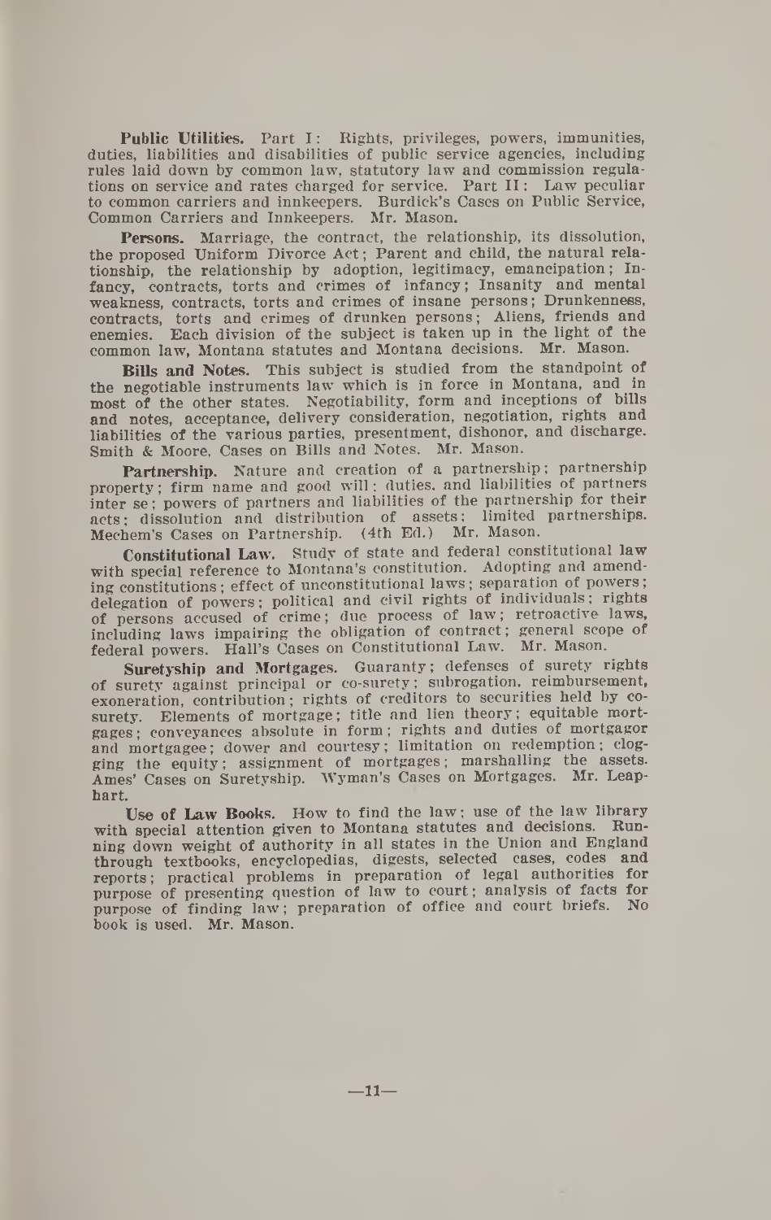**Public Utilities.** Part I: Rights, privileges, powers, immunities, duties, liabilities and disabilities of public service agencies, including rules laid down by common law, statutory law and commission regulations on service and rates charged for service. Part II: Law peculiar to common carriers and innkeepers. Burdick's Cases on Public Service, Common Carriers and Innkeepers. Mr. Mason.

**Persons.** Marriage, the contract, the relationship, its dissolution, the proposed Uniform Divorce Act; Parent and child, the natural relationship, the relationship by adoption, legitimacy, emancipation; Infancy, contracts, torts and crimes of infancy; Insanity and mental weakness, contracts, torts and crimes of insane persons; Drunkenness, contracts, torts and crimes of drunken persons; Aliens, friends and enemies. Each division of the subject is taken up in the light of the common law, Montana statutes and Montana decisions. Mr. Mason.

**Bills and Notes.** This subject is studied from the standpoint of the negotiable instruments law which is in force in Montana, and in most of the other states. Negotiability, form and inceptions of bills and notes, acceptance, delivery consideration, negotiation, rights and liabilities of the various parties, presentment, dishonor, and discharge. Smith & Moore, Cases on Bills and Notes. Mr. Mason.

**Partnership.** Nature and creation of a partnership; partnership property; firm name and good will; duties, and liabilities of partners inter se; powers of partners and liabilities of the partnership for their acts; dissolution and distribution of assets; limited partnerships. Mechem's Cases on Partnership. (4th Ed.) Mr. Mason.

**Constitutional Law.** Study of state and federal constitutional law with special reference to Montana's constitution. Adopting and amending constitutions; effect of unconstitutional laws; separation of powers; delegation of powers; political and civil rights of individuals; rights of persons accused of crime; due process of law; retroactive laws, including laws impairing the obligation of contract; general scope of federal powers. Hall's Cases on Constitutional Law. Mr. Mason.

**Suretyship and Mortgages.** Guaranty; defenses of surety rights of surety against principal or co-surety; subrogation, reimbursement, exoneration, contribution; rights of creditors to securities held by co-surety. Elements of mortgage; title and lien theory; equitable mortgages; conveyances absolute in form; rights and duties of mortgagor and mortgagee; dower and courtesy; limitation on redemption; clogging the equity; assignment of mortgages; marshalling the assets. Ames' Cases on Suretyship. Wyman's Cases on Mortgages. Mr. Leaphart.

**Use of Law Books.** How to find the law; use of the law library with special attention given to Montana statutes and decisions. Running down weight of authority in all states in the Union and England through textbooks, encyclopedias, digests, selected cases, codes and reports; practical problems in preparation of legal authorities for purpose of presenting question of law to court; analysis of facts for purpose of finding law; preparation of office and court briefs. No book is used. Mr. Mason.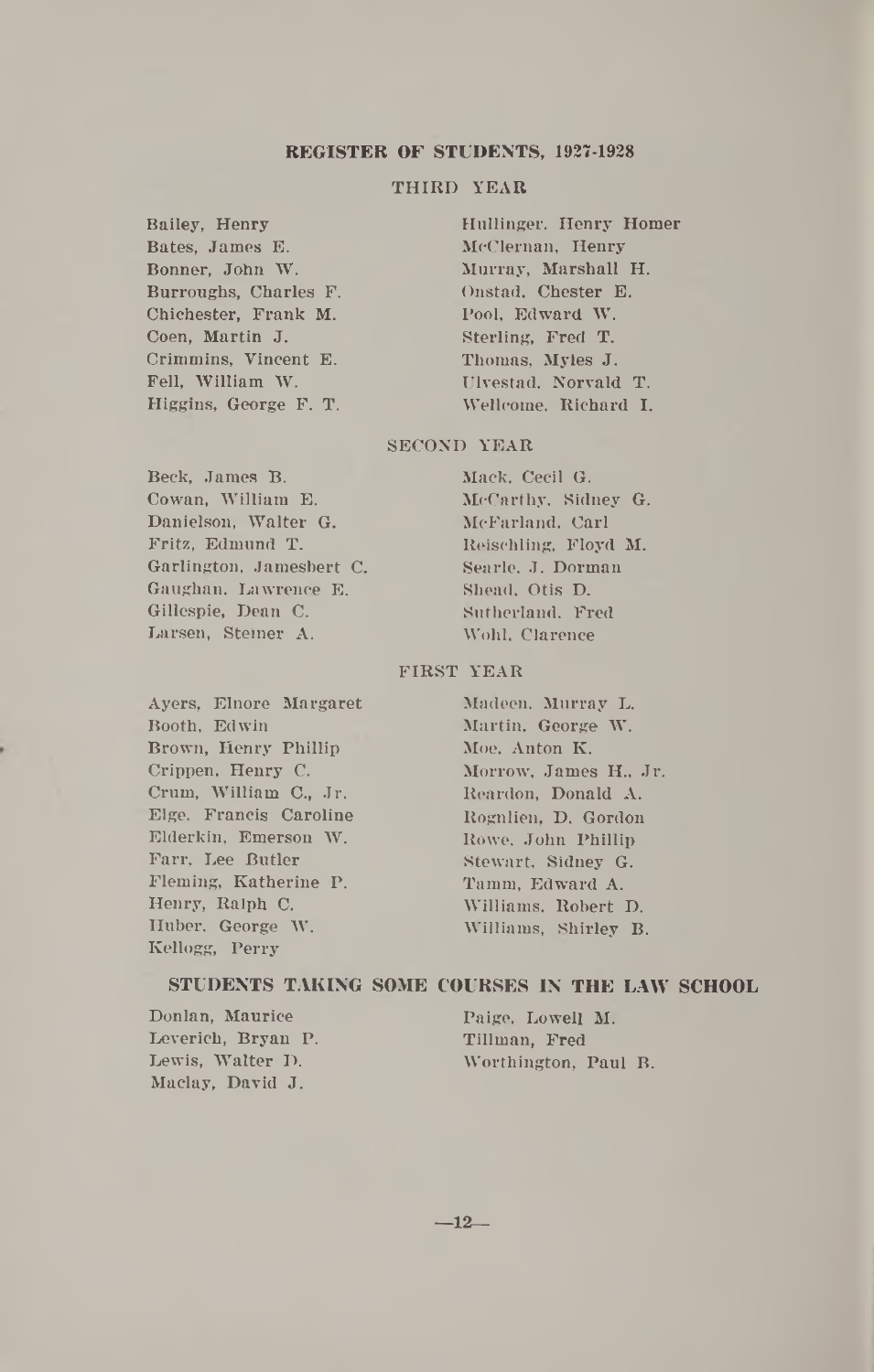## REGISTER OF STUDENTS, 1927-1928

### THIRD YEAR

Bailey, Henry
Bates, James E.
Bonner, John W.
Burroughs, Charles F.
Chichester, Frank M.
Coen, Martin J.
Crimmins, Vincent E.
Fell, William W.
Higgins, George F. T.
Hullinger, Henry Homer
McClernan, Henry
Murray, Marshall H.
Onstad, Chester E.
Pool, Edward W.
Sterling, Fred T.
Thomas, Myles J.
Ulvestad, Norvald T.
Wellcome, Richard I.

### SECOND YEAR

Beck, James B.
Cowan, William E.
Danielson, Walter G.
Fritz, Edmund T.
Garlington, Jamesbert C.
Gaughan, Lawrence E.
Gillespie, Dean C.
Larsen, Steiner A.
Mack, Cecil G.
McCarthy, Sidney G.
McFarland, Carl
Reischling, Floyd M.
Searle, J. Dorman
Shead, Otis D.
Sutherland, Fred
Wohl, Clarence

### FIRST YEAR

Ayers, Elnore Margaret
Booth, Edwin
Brown, Henry Phillip
Crippen, Henry C.
Crum, William C., Jr.
Elge, Francis Caroline
Elderkin, Emerson W.
Farr, Lee Butler
Fleming, Katherine P.
Henry, Ralph C.
Huber, George W.
Kellogg, Perry
Madeen, Murray L.
Martin, George W.
Moe, Anton K.
Morrow, James H., Jr.
Reardon, Donald A.
Rognlien, D. Gordon
Rowe, John Phillip
Stewart, Sidney G.
Tamm, Edward A.
Williams, Robert D.
Williams, Shirley B.

## STUDENTS TAKING SOME COURSES IN THE LAW SCHOOL

Donlan, Maurice
Leverich, Bryan P.
Lewis, Walter D.
Maclay, David J.
Paige, Lowell M.
Tillman, Fred
Worthington, Paul B.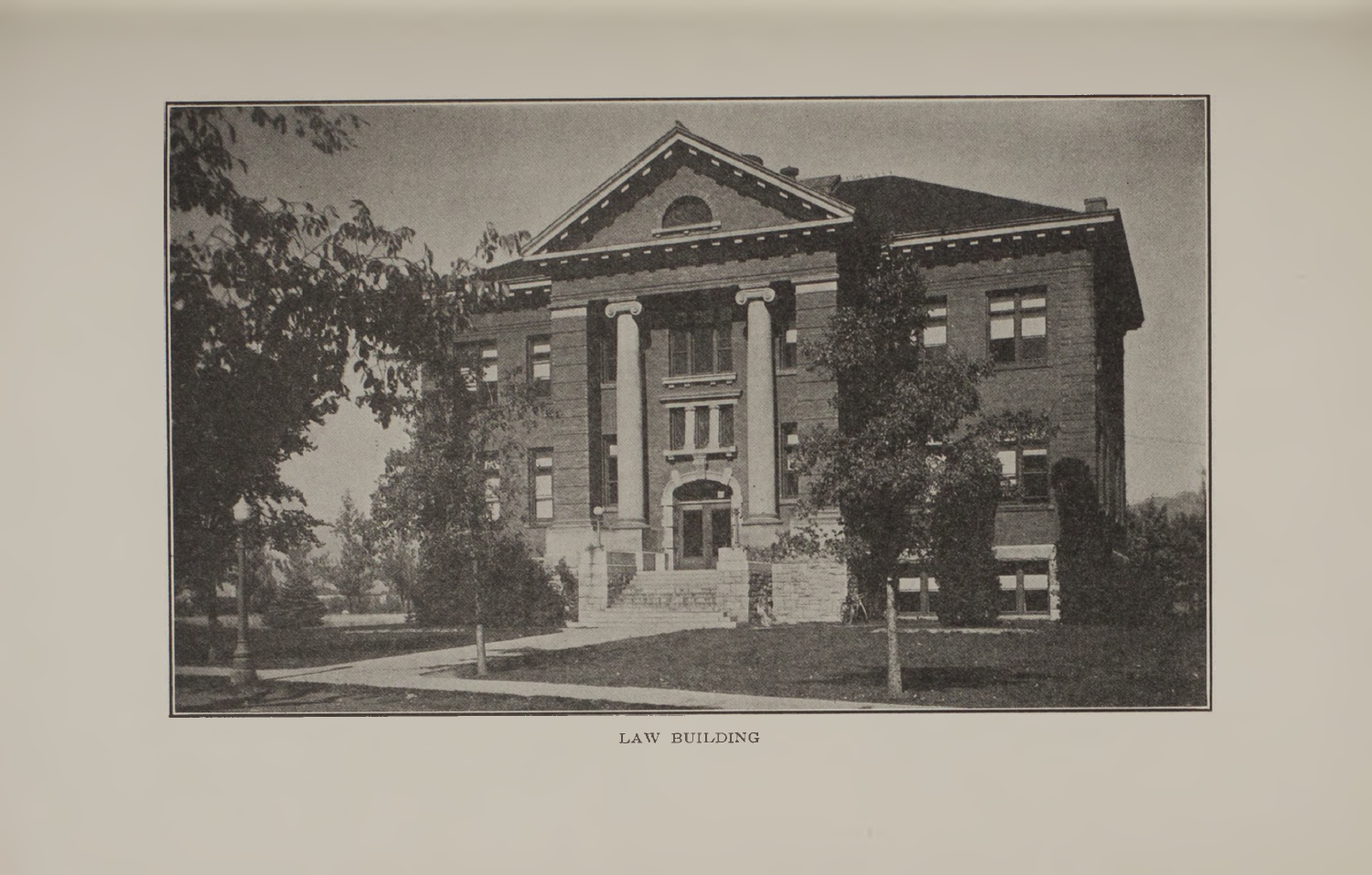LAW BUILDING